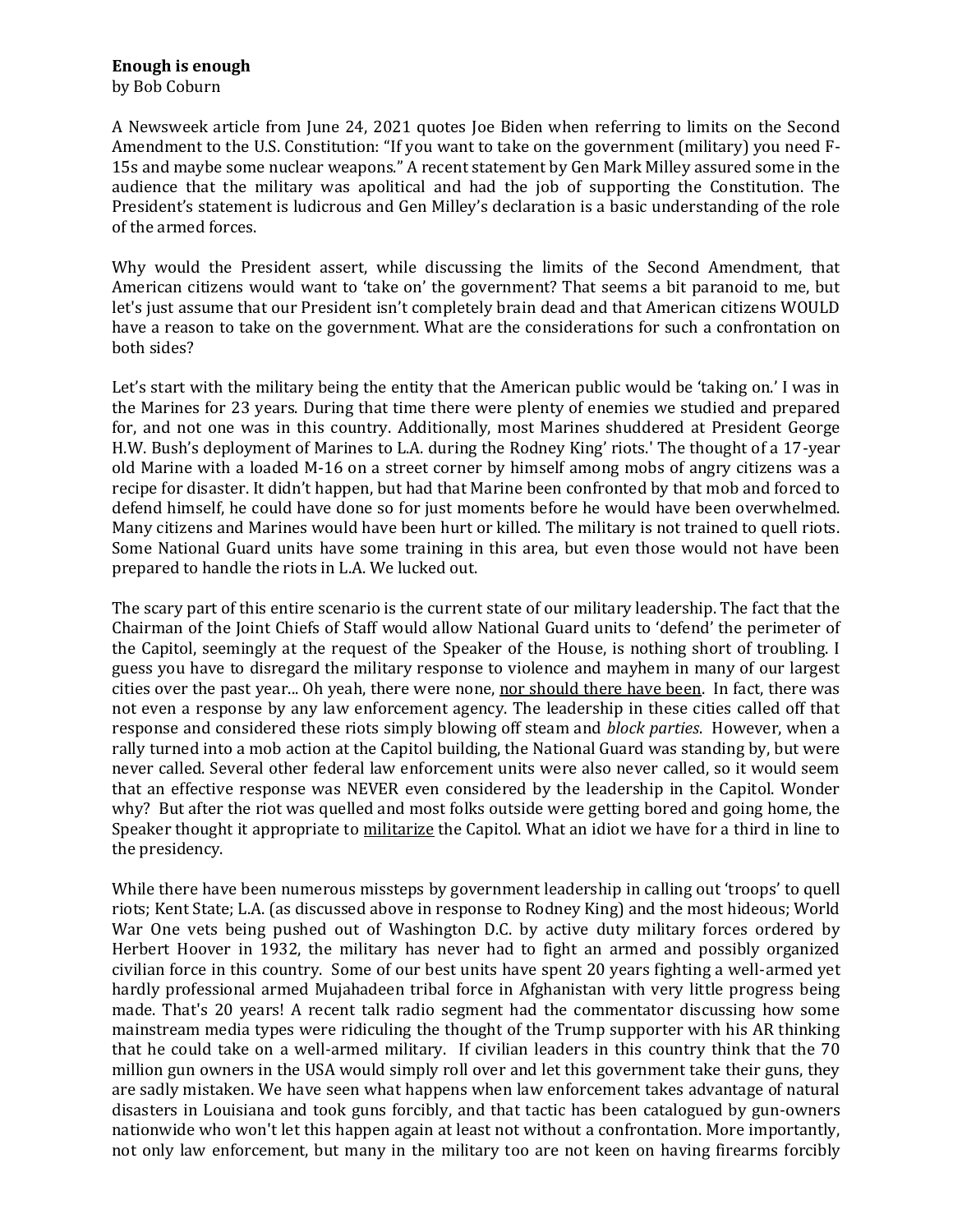**Enough is enough**
by Bob Coburn

A Newsweek article from June 24, 2021 quotes Joe Biden when referring to limits on the Second Amendment to the U.S. Constitution: "If you want to take on the government (military) you need F-15s and maybe some nuclear weapons." A recent statement by Gen Mark Milley assured some in the audience that the military was apolitical and had the job of supporting the Constitution. The President's statement is ludicrous and Gen Milley's declaration is a basic understanding of the role of the armed forces.

Why would the President assert, while discussing the limits of the Second Amendment, that American citizens would want to 'take on' the government? That seems a bit paranoid to me, but let's just assume that our President isn't completely brain dead and that American citizens WOULD have a reason to take on the government. What are the considerations for such a confrontation on both sides?

Let's start with the military being the entity that the American public would be 'taking on.' I was in the Marines for 23 years. During that time there were plenty of enemies we studied and prepared for, and not one was in this country. Additionally, most Marines shuddered at President George H.W. Bush's deployment of Marines to L.A. during the Rodney King' riots.' The thought of a 17-year old Marine with a loaded M-16 on a street corner by himself among mobs of angry citizens was a recipe for disaster. It didn't happen, but had that Marine been confronted by that mob and forced to defend himself, he could have done so for just moments before he would have been overwhelmed. Many citizens and Marines would have been hurt or killed. The military is not trained to quell riots. Some National Guard units have some training in this area, but even those would not have been prepared to handle the riots in L.A. We lucked out.

The scary part of this entire scenario is the current state of our military leadership. The fact that the Chairman of the Joint Chiefs of Staff would allow National Guard units to 'defend' the perimeter of the Capitol, seemingly at the request of the Speaker of the House, is nothing short of troubling. I guess you have to disregard the military response to violence and mayhem in many of our largest cities over the past year... Oh yeah, there were none, <u>nor should there have been</u>. In fact, there was not even a response by any law enforcement agency. The leadership in these cities called off that response and considered these riots simply blowing off steam and *block parties*. However, when a rally turned into a mob action at the Capitol building, the National Guard was standing by, but were never called. Several other federal law enforcement units were also never called, so it would seem that an effective response was NEVER even considered by the leadership in the Capitol. Wonder why? But after the riot was quelled and most folks outside were getting bored and going home, the Speaker thought it appropriate to <u>militarize</u> the Capitol. What an idiot we have for a third in line to the presidency.

While there have been numerous missteps by government leadership in calling out 'troops' to quell riots; Kent State; L.A. (as discussed above in response to Rodney King) and the most hideous; World War One vets being pushed out of Washington D.C. by active duty military forces ordered by Herbert Hoover in 1932, the military has never had to fight an armed and possibly organized civilian force in this country. Some of our best units have spent 20 years fighting a well-armed yet hardly professional armed Mujahadeen tribal force in Afghanistan with very little progress being made. That's 20 years! A recent talk radio segment had the commentator discussing how some mainstream media types were ridiculing the thought of the Trump supporter with his AR thinking that he could take on a well-armed military. If civilian leaders in this country think that the 70 million gun owners in the USA would simply roll over and let this government take their guns, they are sadly mistaken. We have seen what happens when law enforcement takes advantage of natural disasters in Louisiana and took guns forcibly, and that tactic has been catalogued by gun-owners nationwide who won't let this happen again at least not without a confrontation. More importantly, not only law enforcement, but many in the military too are not keen on having firearms forcibly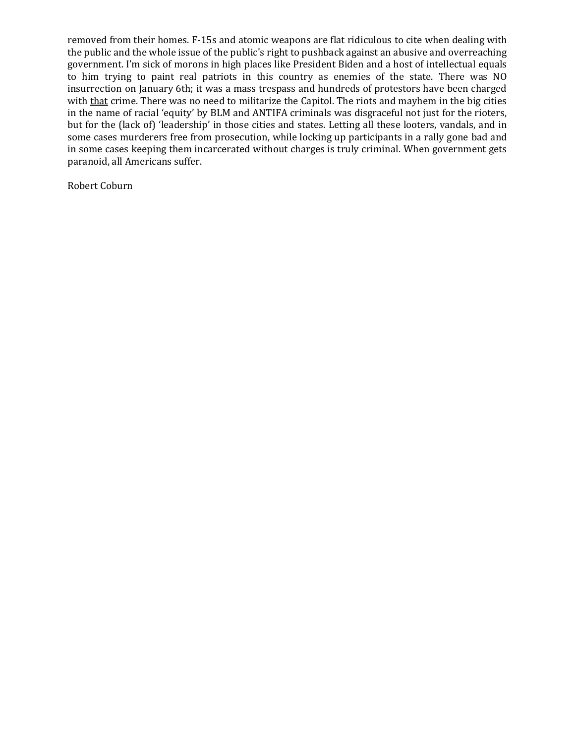removed from their homes. F-15s and atomic weapons are flat ridiculous to cite when dealing with the public and the whole issue of the public's right to pushback against an abusive and overreaching government. I'm sick of morons in high places like President Biden and a host of intellectual equals to him trying to paint real patriots in this country as enemies of the state. There was NO insurrection on January 6th; it was a mass trespass and hundreds of protestors have been charged with <u>that</u> crime. There was no need to militarize the Capitol. The riots and mayhem in the big cities in the name of racial 'equity' by BLM and ANTIFA criminals was disgraceful not just for the rioters, but for the (lack of) 'leadership' in those cities and states. Letting all these looters, vandals, and in some cases murderers free from prosecution, while locking up participants in a rally gone bad and in some cases keeping them incarcerated without charges is truly criminal. When government gets paranoid, all Americans suffer.

Robert Coburn